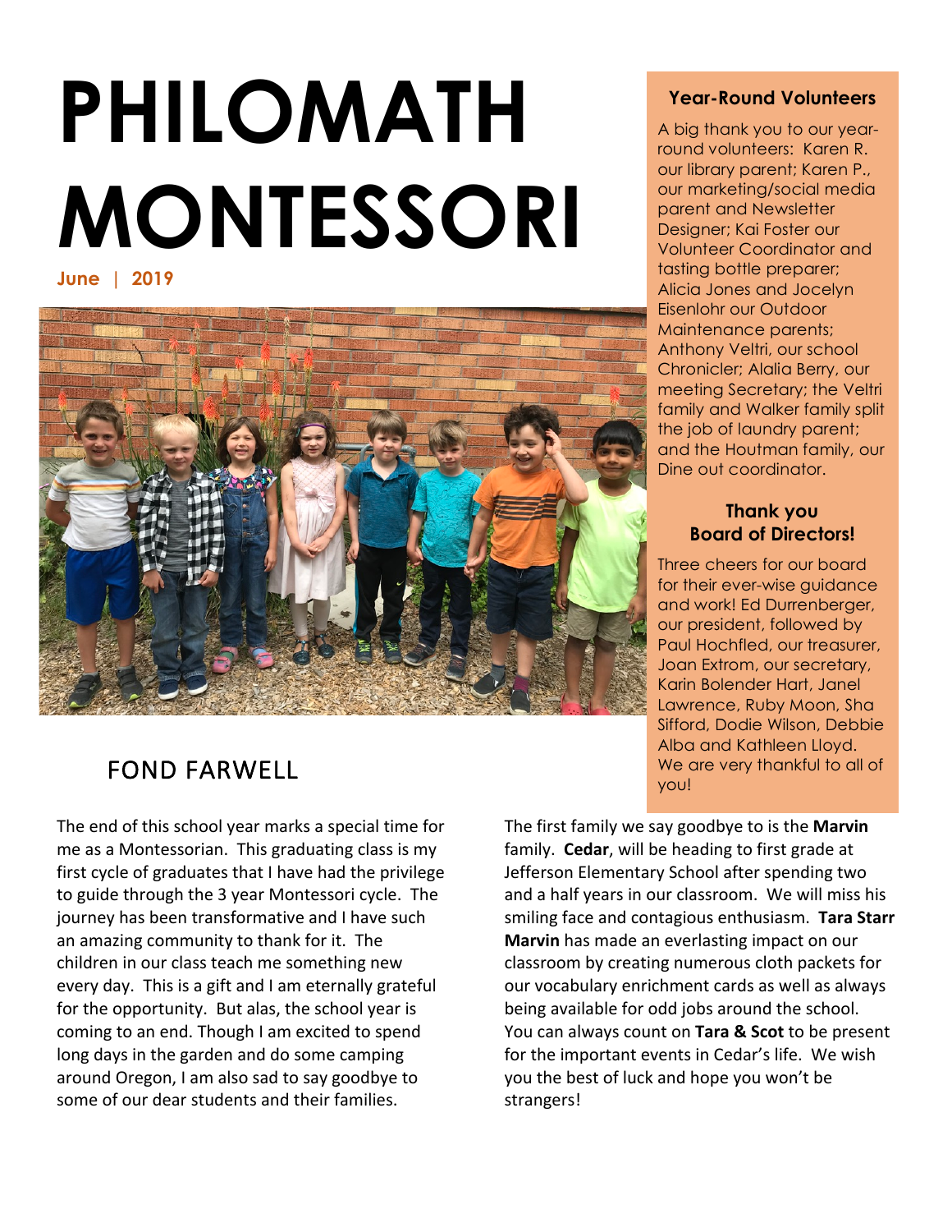# PHILOMATH MONTESSORI

**June | 2019**

## FOND FARWELL

The end of this school year marks a special time for me as a Montessorian. This graduating class is my first cycle of graduates that I have had the privilege to guide through the 3 year Montessori cycle. The journey has been transformative and I have such an amazing community to thank for it. The children in our class teach me something new every day. This is a gift and I am eternally grateful for the opportunity. But alas, the school year is coming to an end. Though I am excited to spend long days in the garden and do some camping around Oregon, I am also sad to say goodbye to some of our dear students and their families.

The first family we say goodbye to is the **Marvin** family. **Cedar**, will be heading to first grade at Jefferson Elementary School after spending two and a half years in our classroom. We will miss his smiling face and contagious enthusiasm. **Tara Starr Marvin** has made an everlasting impact on our classroom by creating numerous cloth packets for our vocabulary enrichment cards as well as always being available for odd jobs around the school. You can always count on **Tara & Scot** to be present for the important events in Cedar's life. We wish you the best of luck and hope you won't be strangers!

### Year-Round Volunteers

A big thank you to our year-round volunteers: Karen R. our library parent; Karen P., our marketing/social media parent and Newsletter Designer; Kai Foster our Volunteer Coordinator and tasting bottle preparer; Alicia Jones and Jocelyn Eisenlohr our Outdoor Maintenance parents; Anthony Veltri, our school Chronicler; Alalia Berry, our meeting Secretary; the Veltri family and Walker family split the job of laundry parent; and the Houtman family, our Dine out coordinator.

### Thank you Board of Directors!

Three cheers for our board for their ever-wise guidance and work! Ed Durrenberger, our president, followed by Paul Hochfled, our treasurer, Joan Extrom, our secretary, Karin Bolender Hart, Janel Lawrence, Ruby Moon, Sha Sifford, Dodie Wilson, Debbie Alba and Kathleen Lloyd. We are very thankful to all of you!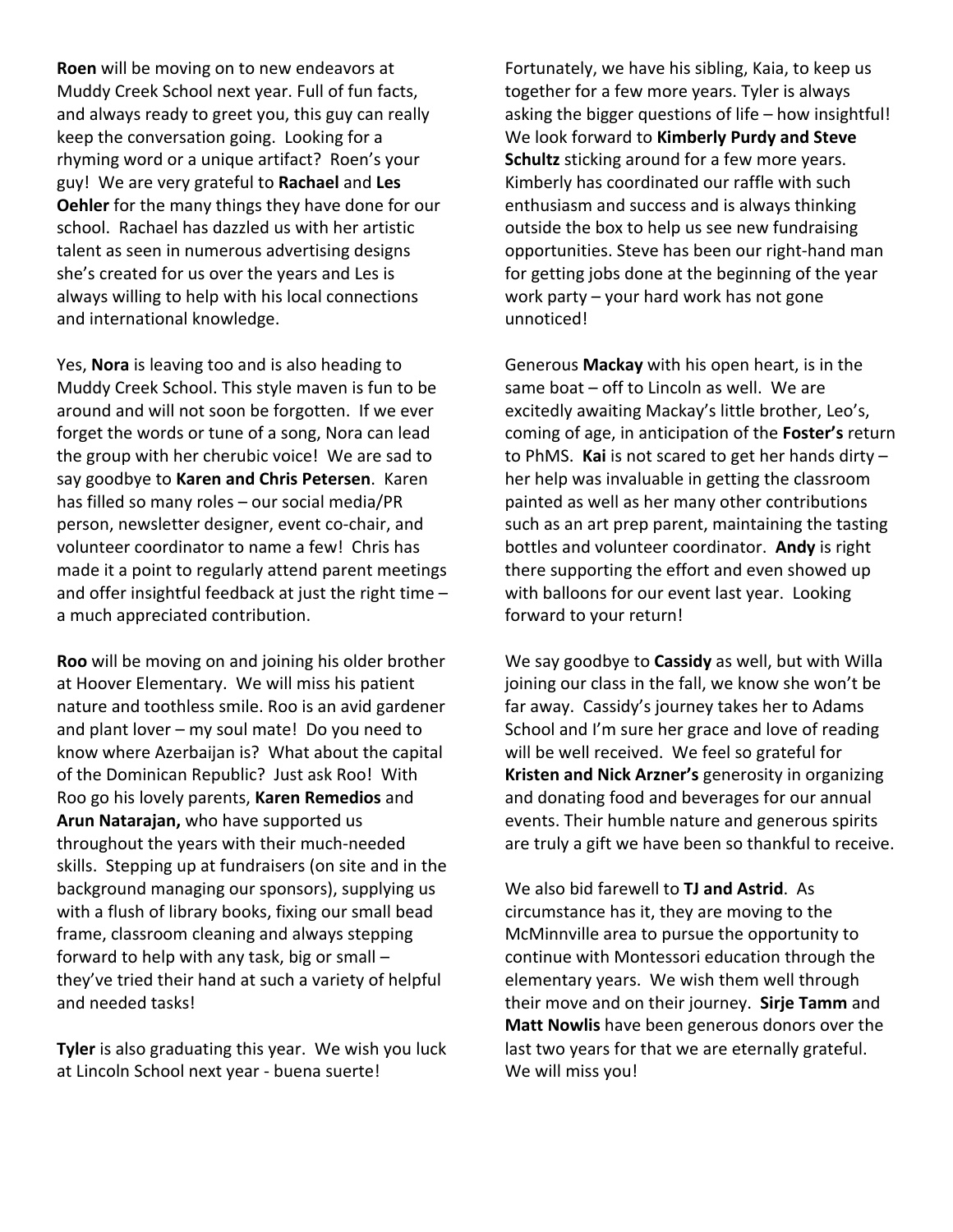**Roen** will be moving on to new endeavors at Muddy Creek School next year. Full of fun facts, and always ready to greet you, this guy can really keep the conversation going. Looking for a rhyming word or a unique artifact? Roen's your guy! We are very grateful to **Rachael** and **Les Oehler** for the many things they have done for our school. Rachael has dazzled us with her artistic talent as seen in numerous advertising designs she's created for us over the years and Les is always willing to help with his local connections and international knowledge.

Yes, **Nora** is leaving too and is also heading to Muddy Creek School. This style maven is fun to be around and will not soon be forgotten. If we ever forget the words or tune of a song, Nora can lead the group with her cherubic voice! We are sad to say goodbye to **Karen and Chris Petersen**. Karen has filled so many roles – our social media/PR person, newsletter designer, event co-chair, and volunteer coordinator to name a few! Chris has made it a point to regularly attend parent meetings and offer insightful feedback at just the right time – a much appreciated contribution.

**Roo** will be moving on and joining his older brother at Hoover Elementary. We will miss his patient nature and toothless smile. Roo is an avid gardener and plant lover – my soul mate! Do you need to know where Azerbaijan is? What about the capital of the Dominican Republic? Just ask Roo! With Roo go his lovely parents, **Karen Remedios** and **Arun Natarajan,** who have supported us throughout the years with their much-needed skills. Stepping up at fundraisers (on site and in the background managing our sponsors), supplying us with a flush of library books, fixing our small bead frame, classroom cleaning and always stepping forward to help with any task, big or small – they've tried their hand at such a variety of helpful and needed tasks!

**Tyler** is also graduating this year. We wish you luck at Lincoln School next year - buena suerte! Fortunately, we have his sibling, Kaia, to keep us together for a few more years. Tyler is always asking the bigger questions of life – how insightful! We look forward to **Kimberly Purdy and Steve Schultz** sticking around for a few more years. Kimberly has coordinated our raffle with such enthusiasm and success and is always thinking outside the box to help us see new fundraising opportunities. Steve has been our right-hand man for getting jobs done at the beginning of the year work party – your hard work has not gone unnoticed!

Generous **Mackay** with his open heart, is in the same boat – off to Lincoln as well. We are excitedly awaiting Mackay's little brother, Leo's, coming of age, in anticipation of the **Foster's** return to PhMS. **Kai** is not scared to get her hands dirty – her help was invaluable in getting the classroom painted as well as her many other contributions such as an art prep parent, maintaining the tasting bottles and volunteer coordinator. **Andy** is right there supporting the effort and even showed up with balloons for our event last year. Looking forward to your return!

We say goodbye to **Cassidy** as well, but with Willa joining our class in the fall, we know she won't be far away. Cassidy's journey takes her to Adams School and I'm sure her grace and love of reading will be well received. We feel so grateful for **Kristen and Nick Arzner's** generosity in organizing and donating food and beverages for our annual events. Their humble nature and generous spirits are truly a gift we have been so thankful to receive.

We also bid farewell to **TJ and Astrid**. As circumstance has it, they are moving to the McMinnville area to pursue the opportunity to continue with Montessori education through the elementary years. We wish them well through their move and on their journey. **Sirje Tamm** and **Matt Nowlis** have been generous donors over the last two years for that we are eternally grateful. We will miss you!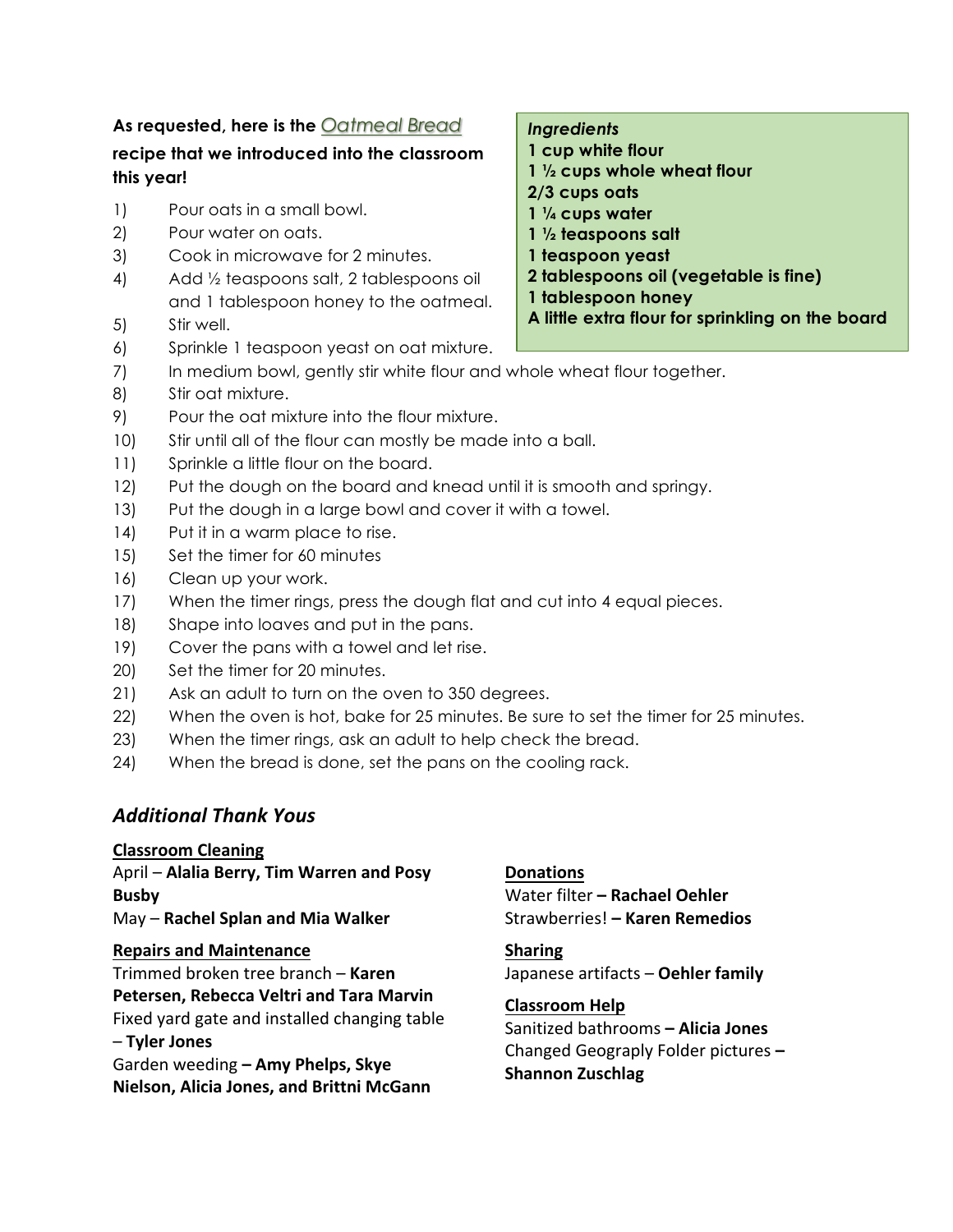**As requested, here is the *Oatmeal Bread* recipe that we introduced into the classroom this year!**

***Ingredients***

**1 cup white flour**
**1 ½ cups whole wheat flour**
**2/3 cups oats**
**1 ¼ cups water**
**1 ½ teaspoons salt**
**1 teaspoon yeast**
**2 tablespoons oil (vegetable is fine)**
**1 tablespoon honey**
**A little extra flour for sprinkling on the board**

1) Pour oats in a small bowl.
2) Pour water on oats.
3) Cook in microwave for 2 minutes.
4) Add ½ teaspoons salt, 2 tablespoons oil and 1 tablespoon honey to the oatmeal.
5) Stir well.
6) Sprinkle 1 teaspoon yeast on oat mixture.
7) In medium bowl, gently stir white flour and whole wheat flour together.
8) Stir oat mixture.
9) Pour the oat mixture into the flour mixture.
10) Stir until all of the flour can mostly be made into a ball.
11) Sprinkle a little flour on the board.
12) Put the dough on the board and knead until it is smooth and springy.
13) Put the dough in a large bowl and cover it with a towel.
14) Put it in a warm place to rise.
15) Set the timer for 60 minutes
16) Clean up your work.
17) When the timer rings, press the dough flat and cut into 4 equal pieces.
18) Shape into loaves and put in the pans.
19) Cover the pans with a towel and let rise.
20) Set the timer for 20 minutes.
21) Ask an adult to turn on the oven to 350 degrees.
22) When the oven is hot, bake for 25 minutes. Be sure to set the timer for 25 minutes.
23) When the timer rings, ask an adult to help check the bread.
24) When the bread is done, set the pans on the cooling rack.

## *Additional Thank Yous*

**Classroom Cleaning**
April – **Alalia Berry, Tim Warren and Posy Busby**
May – **Rachel Splan and Mia Walker**

**Repairs and Maintenance**
Trimmed broken tree branch – **Karen Petersen, Rebecca Veltri and Tara Marvin**
Fixed yard gate and installed changing table – **Tyler Jones**
Garden weeding **– Amy Phelps, Skye Nielson, Alicia Jones, and Brittni McGann**

**Donations**
Water filter **– Rachael Oehler**
Strawberries! **– Karen Remedios**

**Sharing**
Japanese artifacts – **Oehler family**

**Classroom Help**
Sanitized bathrooms **– Alicia Jones**
Changed Geograply Folder pictures **– Shannon Zuschlag**